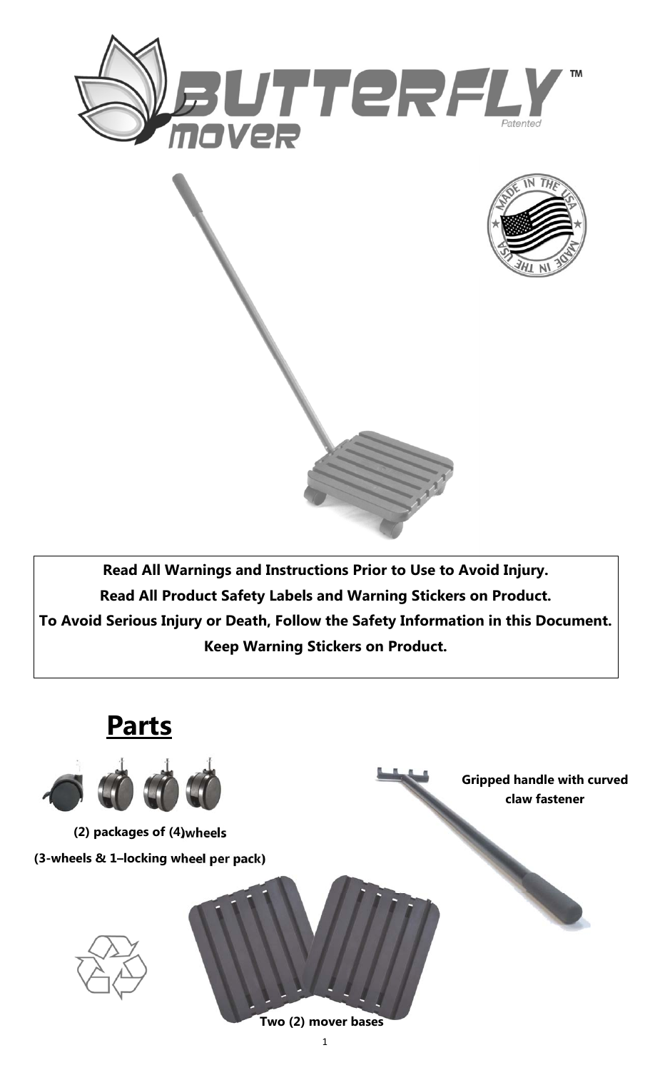# BUTTERFLY™ mover

*Patented*

MADE IN THE USA

**Read All Warnings and Instructions Prior to Use to Avoid Injury.**
**Read All Product Safety Labels and Warning Stickers on Product.**
**To Avoid Serious Injury or Death, Follow the Safety Information in this Document.**
**Keep Warning Stickers on Product.**

## Parts

**(2) packages of (4)wheels**
**(3-wheels & 1–locking wheel per pack)**

**Gripped handle with curved claw fastener**

**Two (2) mover bases**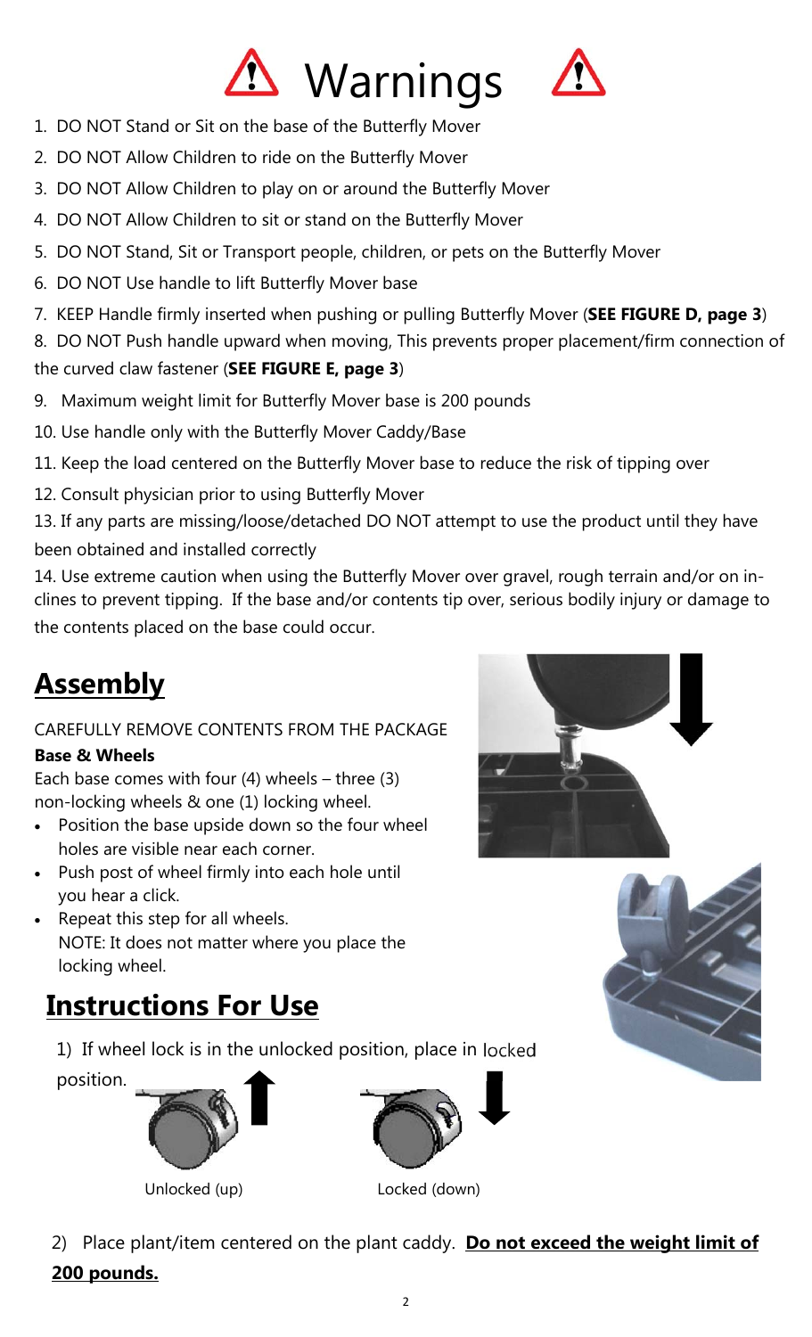# ⚠ Warnings ⚠

1. DO NOT Stand or Sit on the base of the Butterfly Mover
2. DO NOT Allow Children to ride on the Butterfly Mover
3. DO NOT Allow Children to play on or around the Butterfly Mover
4. DO NOT Allow Children to sit or stand on the Butterfly Mover
5. DO NOT Stand, Sit or Transport people, children, or pets on the Butterfly Mover
6. DO NOT Use handle to lift Butterfly Mover base
7. KEEP Handle firmly inserted when pushing or pulling Butterfly Mover (**SEE FIGURE D, page 3**)
8. DO NOT Push handle upward when moving, This prevents proper placement/firm connection of the curved claw fastener (**SEE FIGURE E, page 3**)
9. Maximum weight limit for Butterfly Mover base is 200 pounds
10. Use handle only with the Butterfly Mover Caddy/Base
11. Keep the load centered on the Butterfly Mover base to reduce the risk of tipping over
12. Consult physician prior to using Butterfly Mover
13. If any parts are missing/loose/detached DO NOT attempt to use the product until they have been obtained and installed correctly
14. Use extreme caution when using the Butterfly Mover over gravel, rough terrain and/or on inclines to prevent tipping. If the base and/or contents tip over, serious bodily injury or damage to the contents placed on the base could occur.

## Assembly

CAREFULLY REMOVE CONTENTS FROM THE PACKAGE

**Base & Wheels**

Each base comes with four (4) wheels – three (3) non-locking wheels & one (1) locking wheel.

- Position the base upside down so the four wheel holes are visible near each corner.
- Push post of wheel firmly into each hole until you hear a click.
- Repeat this step for all wheels.
  NOTE: It does not matter where you place the locking wheel.

## Instructions For Use

1) If wheel lock is in the unlocked position, place in locked position.

Unlocked (up)

Locked (down)

2) Place plant/item centered on the plant caddy. **Do not exceed the weight limit of 200 pounds.**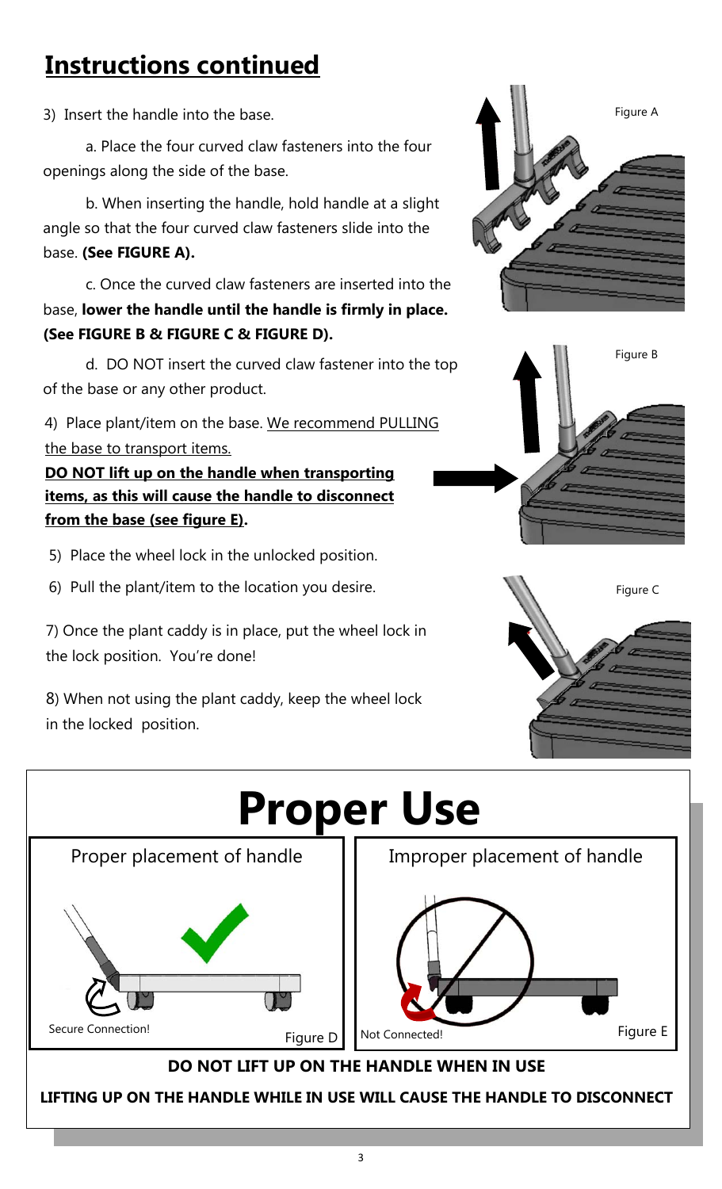# Instructions continued

3) Insert the handle into the base.

a. Place the four curved claw fasteners into the four openings along the side of the base.

b. When inserting the handle, hold handle at a slight angle so that the four curved claw fasteners slide into the base. **(See FIGURE A).**

c. Once the curved claw fasteners are inserted into the base, **lower the handle until the handle is firmly in place. (See FIGURE B & FIGURE C & FIGURE D).**

d. DO NOT insert the curved claw fastener into the top of the base or any other product.

4) Place plant/item on the base. We recommend PULLING the base to transport items.

**DO NOT lift up on the handle when transporting items, as this will cause the handle to disconnect from the base (see figure E).**

5) Place the wheel lock in the unlocked position.

6) Pull the plant/item to the location you desire.

7) Once the plant caddy is in place, put the wheel lock in the lock position. You're done!

8) When not using the plant caddy, keep the wheel lock in the locked position.

Figure A

Figure B

Figure C

# Proper Use

Proper placement of handle

Secure Connection!

Figure D

Improper placement of handle

Not Connected!

Figure E

**DO NOT LIFT UP ON THE HANDLE WHEN IN USE**

**LIFTING UP ON THE HANDLE WHILE IN USE WILL CAUSE THE HANDLE TO DISCONNECT**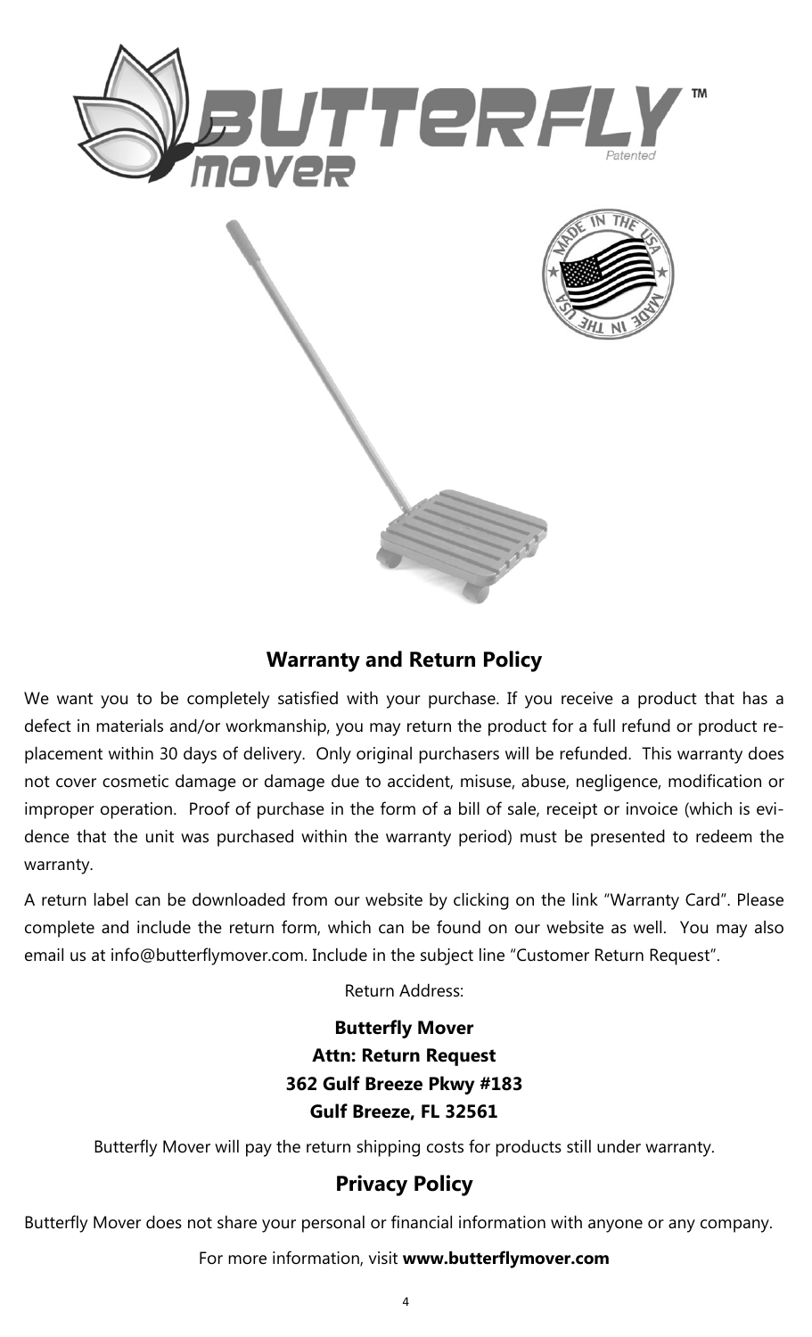## Warranty and Return Policy

We want you to be completely satisfied with your purchase. If you receive a product that has a defect in materials and/or workmanship, you may return the product for a full refund or product replacement within 30 days of delivery. Only original purchasers will be refunded. This warranty does not cover cosmetic damage or damage due to accident, misuse, abuse, negligence, modification or improper operation. Proof of purchase in the form of a bill of sale, receipt or invoice (which is evidence that the unit was purchased within the warranty period) must be presented to redeem the warranty.

A return label can be downloaded from our website by clicking on the link "Warranty Card". Please complete and include the return form, which can be found on our website as well. You may also email us at info@butterflymover.com. Include in the subject line "Customer Return Request".

Return Address:

**Butterfly Mover**
**Attn: Return Request**
**362 Gulf Breeze Pkwy #183**
**Gulf Breeze, FL 32561**

Butterfly Mover will pay the return shipping costs for products still under warranty.

## Privacy Policy

Butterfly Mover does not share your personal or financial information with anyone or any company.

For more information, visit **www.butterflymover.com**